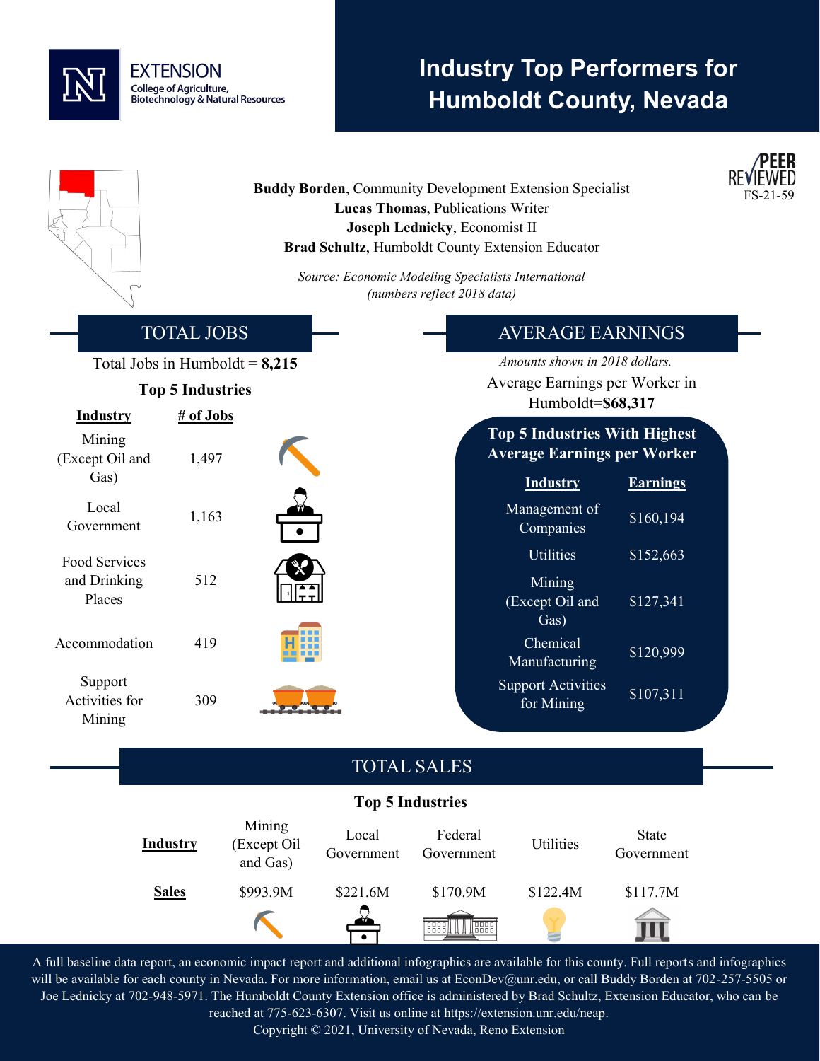EXTENSION
College of Agriculture, Biotechnology & Natural Resources

# Industry Top Performers for Humboldt County, Nevada

PEER REVIEWED
FS-21-59

**Buddy Borden**, Community Development Extension Specialist
**Lucas Thomas**, Publications Writer
**Joseph Lednicky**, Economist II
**Brad Schultz**, Humboldt County Extension Educator

*Source: Economic Modeling Specialists International (numbers reflect 2018 data)*

## TOTAL JOBS

Total Jobs in Humboldt = **8,215**

**Top 5 Industries**

| Industry | # of Jobs |
|---|---|
| Mining (Except Oil and Gas) | 1,497 |
| Local Government | 1,163 |
| Food Services and Drinking Places | 512 |
| Accommodation | 419 |
| Support Activities for Mining | 309 |

## AVERAGE EARNINGS

*Amounts shown in 2018 dollars.*

Average Earnings per Worker in Humboldt=**$68,317**

**Top 5 Industries With Highest Average Earnings per Worker**

| Industry | Earnings |
|---|---|
| Management of Companies | $160,194 |
| Utilities | $152,663 |
| Mining (Except Oil and Gas) | $127,341 |
| Chemical Manufacturing | $120,999 |
| Support Activities for Mining | $107,311 |

## TOTAL SALES

**Top 5 Industries**

| Industry | Mining (Except Oil and Gas) | Local Government | Federal Government | Utilities | State Government |
|---|---|---|---|---|---|
| Sales | $993.9M | $221.6M | $170.9M | $122.4M | $117.7M |

A full baseline data report, an economic impact report and additional infographics are available for this county. Full reports and infographics will be available for each county in Nevada. For more information, email us at EconDev@unr.edu, or call Buddy Borden at 702-257-5505 or Joe Lednicky at 702-948-5971. The Humboldt County Extension office is administered by Brad Schultz, Extension Educator, who can be reached at 775-623-6307. Visit us online at https://extension.unr.edu/neap.

Copyright © 2021, University of Nevada, Reno Extension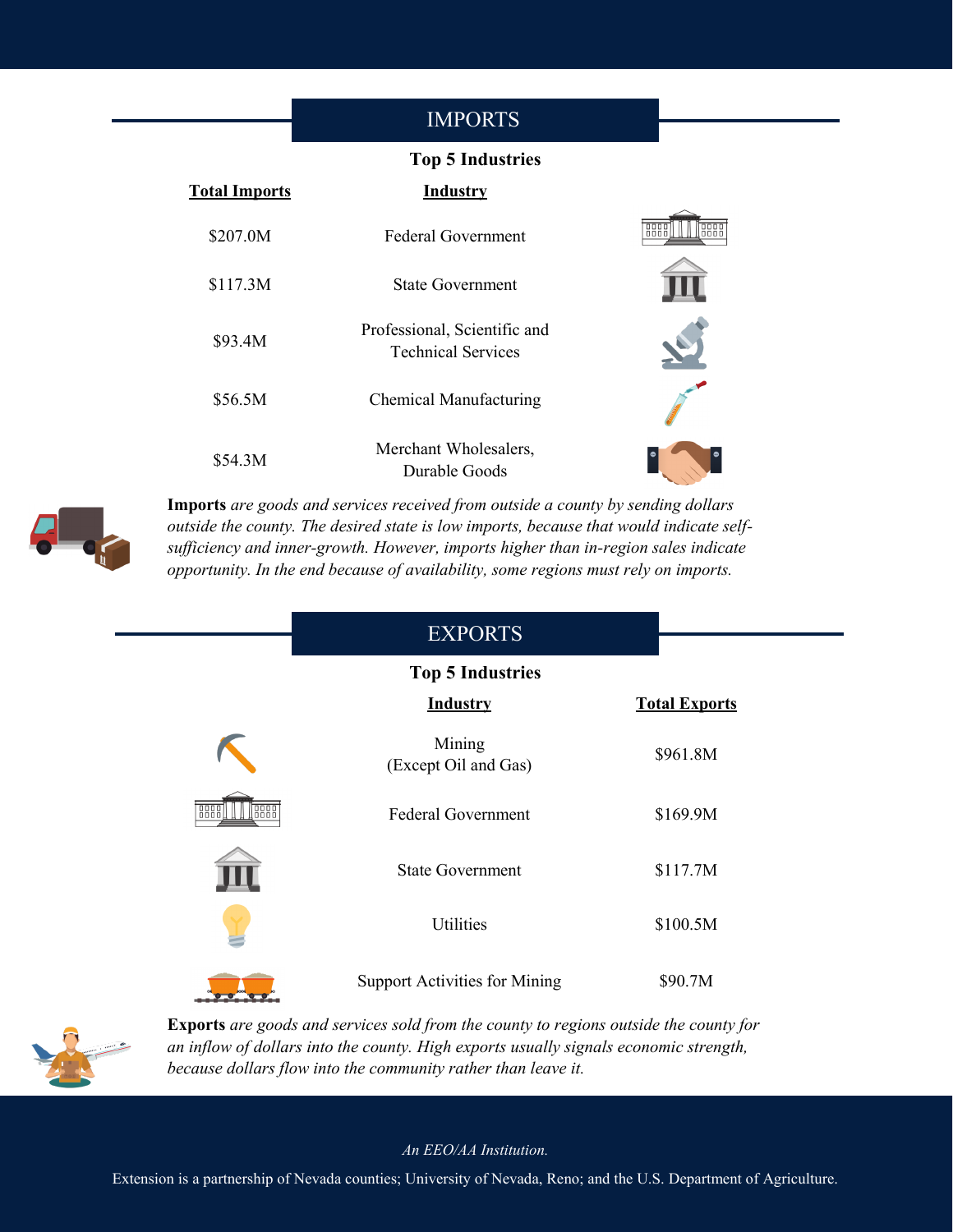## IMPORTS

### Top 5 Industries

| Total Imports | Industry |
|---|---|
| $207.0M | Federal Government |
| $117.3M | State Government |
| $93.4M | Professional, Scientific and Technical Services |
| $56.5M | Chemical Manufacturing |
| $54.3M | Merchant Wholesalers, Durable Goods |

**Imports** *are goods and services received from outside a county by sending dollars outside the county. The desired state is low imports, because that would indicate self-sufficiency and inner-growth. However, imports higher than in-region sales indicate opportunity. In the end because of availability, some regions must rely on imports.*

## EXPORTS

### Top 5 Industries

| Industry | Total Exports |
|---|---|
| Mining (Except Oil and Gas) | $961.8M |
| Federal Government | $169.9M |
| State Government | $117.7M |
| Utilities | $100.5M |
| Support Activities for Mining | $90.7M |

**Exports** *are goods and services sold from the county to regions outside the county for an inflow of dollars into the county. High exports usually signals economic strength, because dollars flow into the community rather than leave it.*

*An EEO/AA Institution.*

Extension is a partnership of Nevada counties; University of Nevada, Reno; and the U.S. Department of Agriculture.